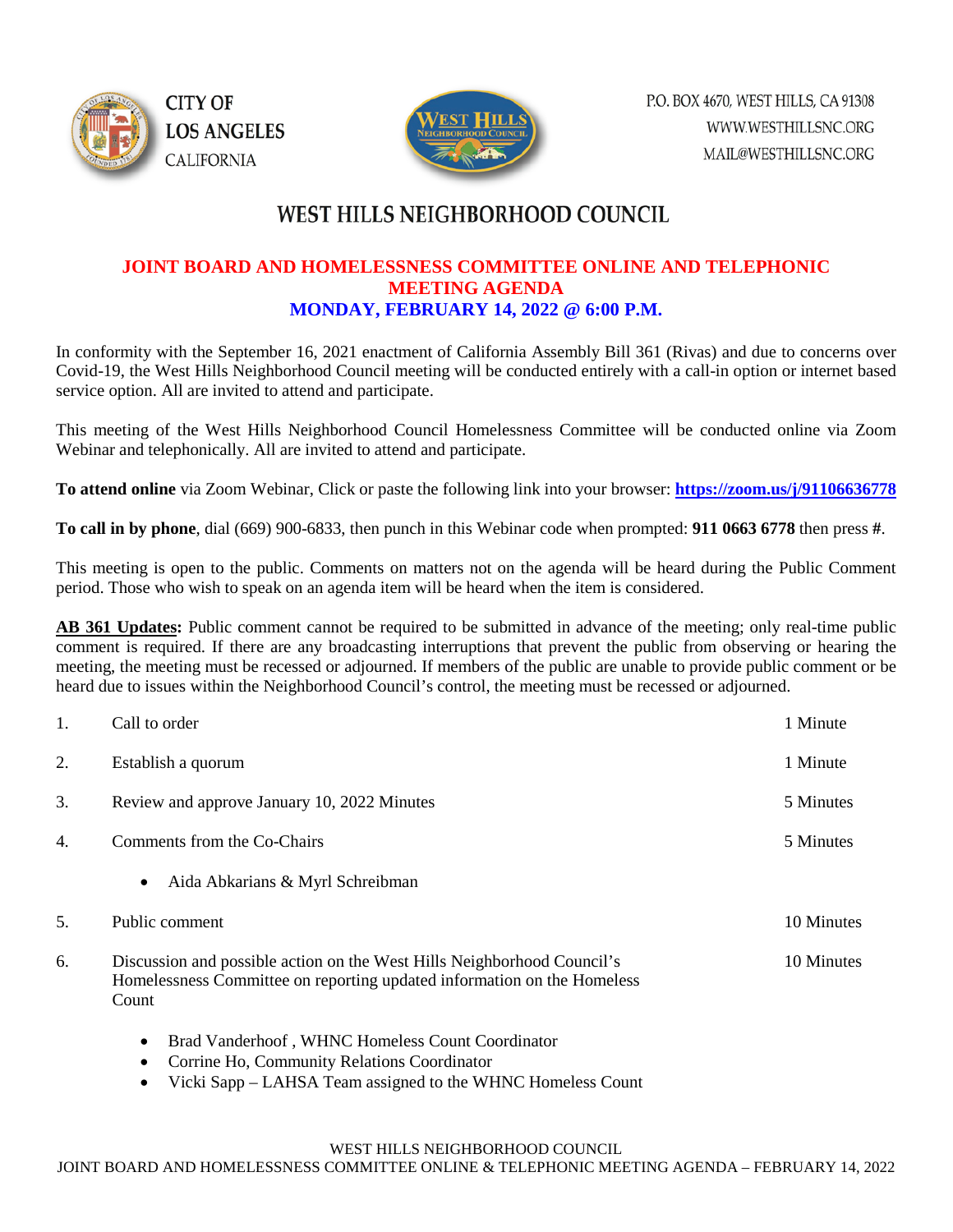CITY OF LOS ANGELES CALIFORNIA

P.O. BOX 4670, WEST HILLS, CA 91308
WWW.WESTHILLSNC.ORG
MAIL@WESTHILLSNC.ORG

# WEST HILLS NEIGHBORHOOD COUNCIL

## JOINT BOARD AND HOMELESSNESS COMMITTEE ONLINE AND TELEPHONIC MEETING AGENDA
## MONDAY, FEBRUARY 14, 2022 @ 6:00 P.M.

In conformity with the September 16, 2021 enactment of California Assembly Bill 361 (Rivas) and due to concerns over Covid-19, the West Hills Neighborhood Council meeting will be conducted entirely with a call-in option or internet based service option. All are invited to attend and participate.

This meeting of the West Hills Neighborhood Council Homelessness Committee will be conducted online via Zoom Webinar and telephonically. All are invited to attend and participate.

**To attend online** via Zoom Webinar, Click or paste the following link into your browser: **https://zoom.us/j/91106636778**

**To call in by phone**, dial (669) 900-6833, then punch in this Webinar code when prompted: **911 0663 6778** then press **#**.

This meeting is open to the public. Comments on matters not on the agenda will be heard during the Public Comment period. Those who wish to speak on an agenda item will be heard when the item is considered.

**AB 361 Updates:** Public comment cannot be required to be submitted in advance of the meeting; only real-time public comment is required. If there are any broadcasting interruptions that prevent the public from observing or hearing the meeting, the meeting must be recessed or adjourned. If members of the public are unable to provide public comment or be heard due to issues within the Neighborhood Council's control, the meeting must be recessed or adjourned.

1. Call to order — 1 Minute
2. Establish a quorum — 1 Minute
3. Review and approve January 10, 2022 Minutes — 5 Minutes
4. Comments from the Co-Chairs — 5 Minutes
   - Aida Abkarians & Myrl Schreibman
5. Public comment — 10 Minutes
6. Discussion and possible action on the West Hills Neighborhood Council's Homelessness Committee on reporting updated information on the Homeless Count — 10 Minutes
   - Brad Vanderhoof , WHNC Homeless Count Coordinator
   - Corrine Ho, Community Relations Coordinator
   - Vicki Sapp – LAHSA Team assigned to the WHNC Homeless Count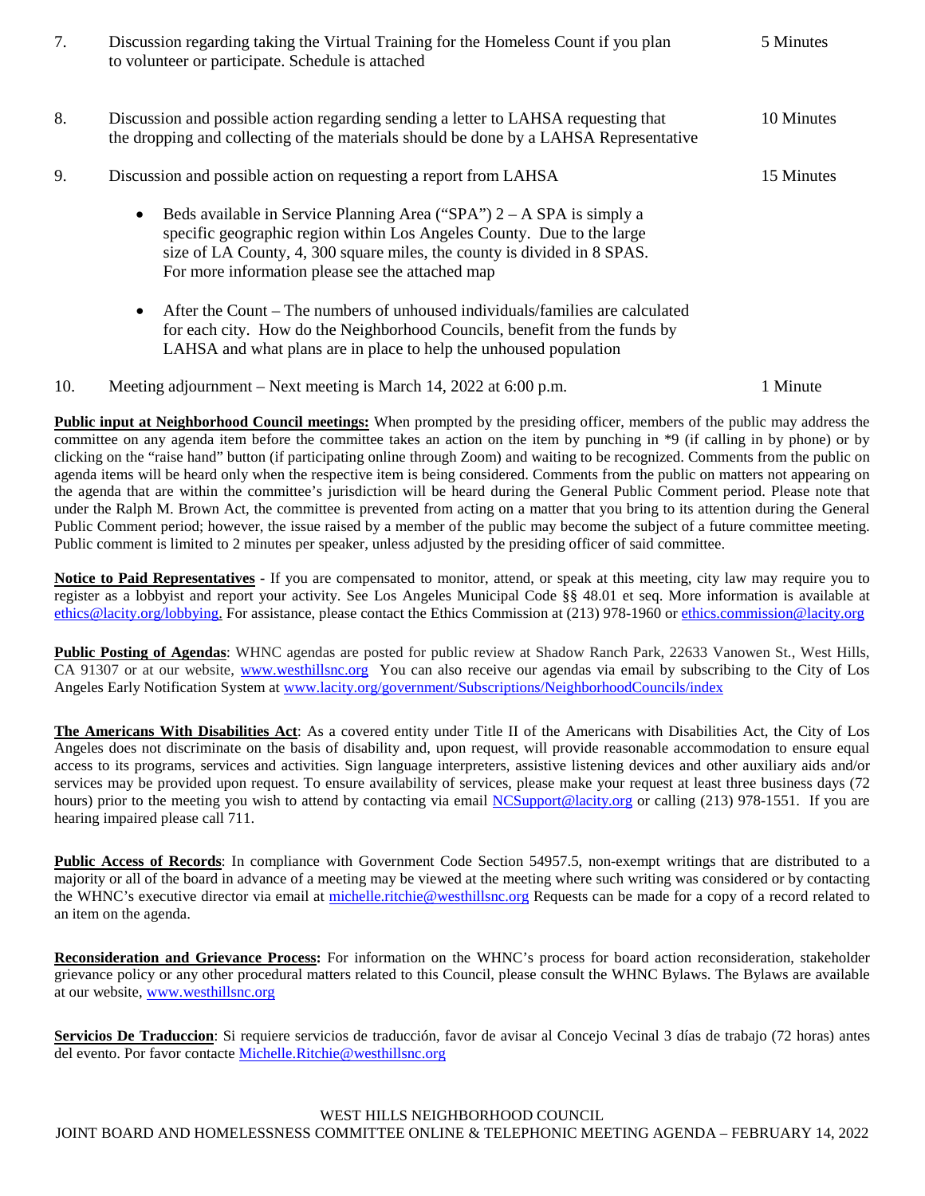7. Discussion regarding taking the Virtual Training for the Homeless Count if you plan to volunteer or participate. Schedule is attached — 5 Minutes

8. Discussion and possible action regarding sending a letter to LAHSA requesting that the dropping and collecting of the materials should be done by a LAHSA Representative — 10 Minutes

9. Discussion and possible action on requesting a report from LAHSA — 15 Minutes

   - Beds available in Service Planning Area ("SPA") 2 – A SPA is simply a specific geographic region within Los Angeles County. Due to the large size of LA County, 4, 300 square miles, the county is divided in 8 SPAS. For more information please see the attached map

   - After the Count – The numbers of unhoused individuals/families are calculated for each city. How do the Neighborhood Councils, benefit from the funds by LAHSA and what plans are in place to help the unhoused population

10. Meeting adjournment – Next meeting is March 14, 2022 at 6:00 p.m. — 1 Minute

**Public input at Neighborhood Council meetings:** When prompted by the presiding officer, members of the public may address the committee on any agenda item before the committee takes an action on the item by punching in *9 (if calling in by phone) or by clicking on the "raise hand" button (if participating online through Zoom) and waiting to be recognized. Comments from the public on agenda items will be heard only when the respective item is being considered. Comments from the public on matters not appearing on the agenda that are within the committee's jurisdiction will be heard during the General Public Comment period. Please note that under the Ralph M. Brown Act, the committee is prevented from acting on a matter that you bring to its attention during the General Public Comment period; however, the issue raised by a member of the public may become the subject of a future committee meeting. Public comment is limited to 2 minutes per speaker, unless adjusted by the presiding officer of said committee.

**Notice to Paid Representatives** - If you are compensated to monitor, attend, or speak at this meeting, city law may require you to register as a lobbyist and report your activity. See Los Angeles Municipal Code §§ 48.01 et seq. More information is available at ethics@lacity.org/lobbying. For assistance, please contact the Ethics Commission at (213) 978-1960 or ethics.commission@lacity.org

**Public Posting of Agendas**: WHNC agendas are posted for public review at Shadow Ranch Park, 22633 Vanowen St., West Hills, CA 91307 or at our website, www.westhillsnc.org You can also receive our agendas via email by subscribing to the City of Los Angeles Early Notification System at www.lacity.org/government/Subscriptions/NeighborhoodCouncils/index

**The Americans With Disabilities Act**: As a covered entity under Title II of the Americans with Disabilities Act, the City of Los Angeles does not discriminate on the basis of disability and, upon request, will provide reasonable accommodation to ensure equal access to its programs, services and activities. Sign language interpreters, assistive listening devices and other auxiliary aids and/or services may be provided upon request. To ensure availability of services, please make your request at least three business days (72 hours) prior to the meeting you wish to attend by contacting via email NCSupport@lacity.org or calling (213) 978-1551. If you are hearing impaired please call 711.

**Public Access of Records**: In compliance with Government Code Section 54957.5, non-exempt writings that are distributed to a majority or all of the board in advance of a meeting may be viewed at the meeting where such writing was considered or by contacting the WHNC's executive director via email at michelle.ritchie@westhillsnc.org Requests can be made for a copy of a record related to an item on the agenda.

**Reconsideration and Grievance Process:** For information on the WHNC's process for board action reconsideration, stakeholder grievance policy or any other procedural matters related to this Council, please consult the WHNC Bylaws. The Bylaws are available at our website, www.westhillsnc.org

**Servicios De Traduccion**: Si requiere servicios de traducción, favor de avisar al Concejo Vecinal 3 días de trabajo (72 horas) antes del evento. Por favor contacte Michelle.Ritchie@westhillsnc.org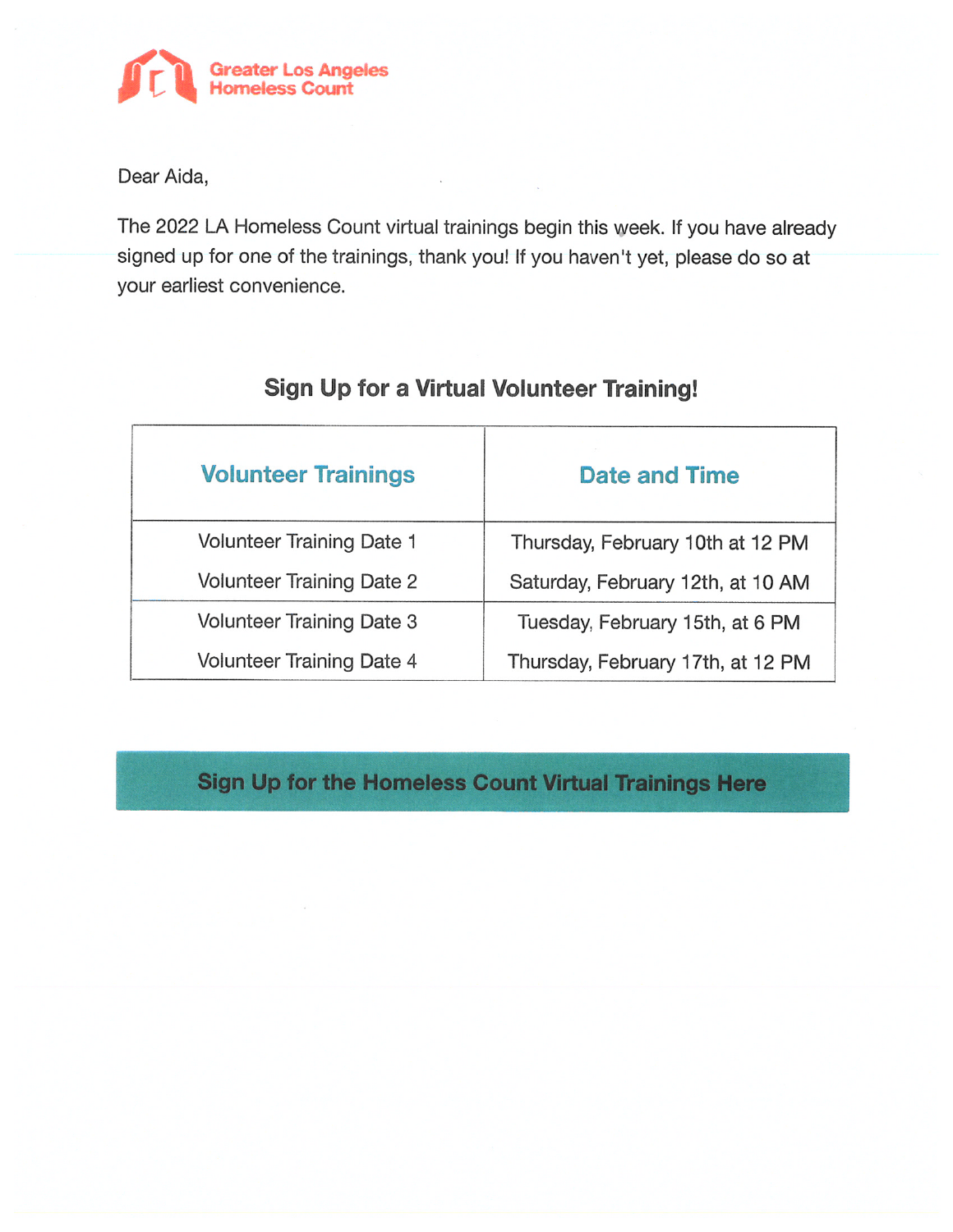Greater Los Angeles Homeless Count

Dear Aida,

The 2022 LA Homeless Count virtual trainings begin this week. If you have already signed up for one of the trainings, thank you! If you haven't yet, please do so at your earliest convenience.

## Sign Up for a Virtual Volunteer Training!

| Volunteer Trainings | Date and Time |
| --- | --- |
| Volunteer Training Date 1 | Thursday, February 10th at 12 PM |
| Volunteer Training Date 2 | Saturday, February 12th, at 10 AM |
| Volunteer Training Date 3 | Tuesday, February 15th, at 6 PM |
| Volunteer Training Date 4 | Thursday, February 17th, at 12 PM |

**Sign Up for the Homeless Count Virtual Trainings Here**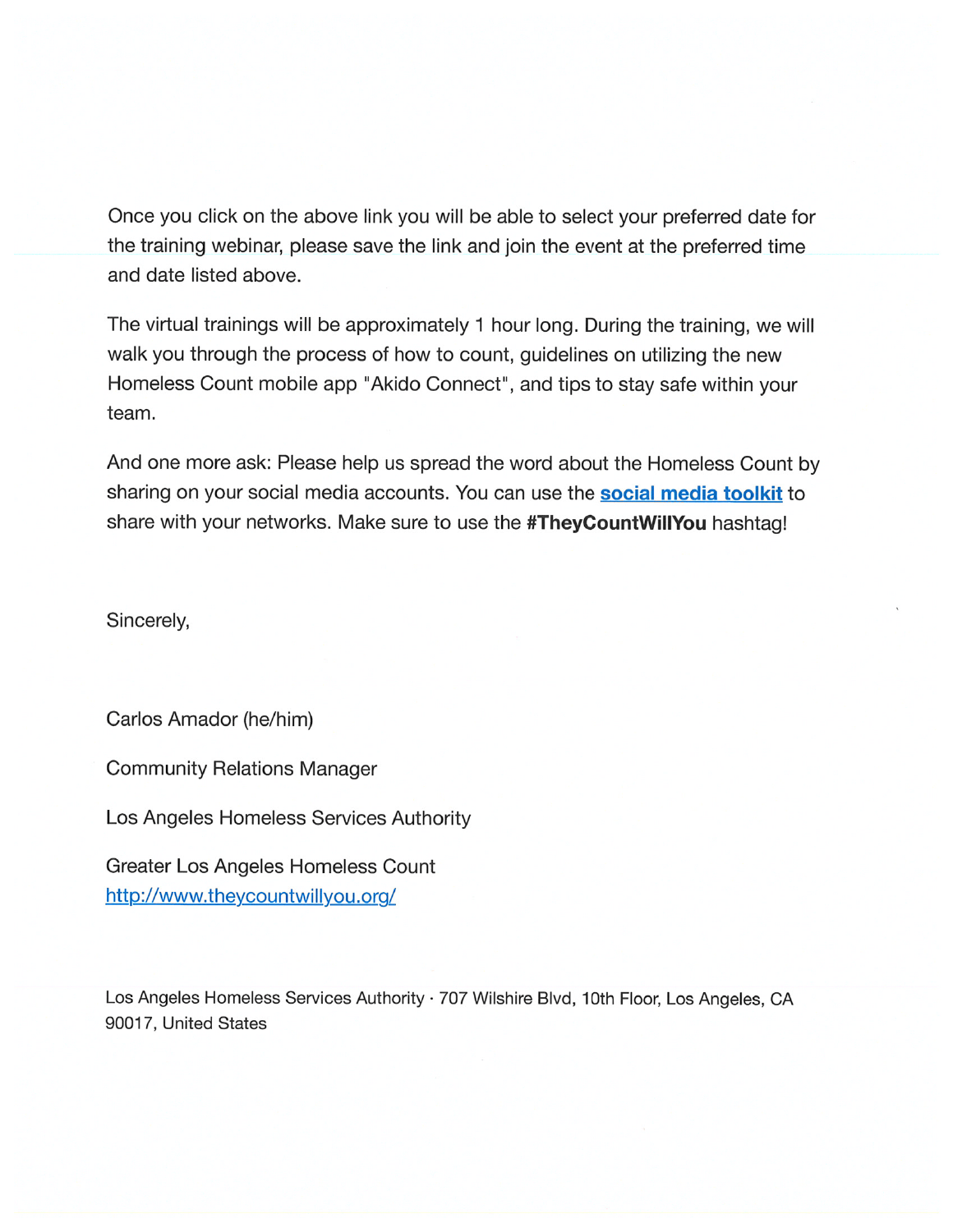Once you click on the above link you will be able to select your preferred date for the training webinar, please save the link and join the event at the preferred time and date listed above.

The virtual trainings will be approximately 1 hour long. During the training, we will walk you through the process of how to count, guidelines on utilizing the new Homeless Count mobile app "Akido Connect", and tips to stay safe within your team.

And one more ask: Please help us spread the word about the Homeless Count by sharing on your social media accounts. You can use the **social media toolkit** to share with your networks. Make sure to use the **#TheyCountWillYou** hashtag!

Sincerely,

Carlos Amador (he/him)

Community Relations Manager

Los Angeles Homeless Services Authority

Greater Los Angeles Homeless Count
http://www.theycountwillyou.org/

Los Angeles Homeless Services Authority · 707 Wilshire Blvd, 10th Floor, Los Angeles, CA 90017, United States